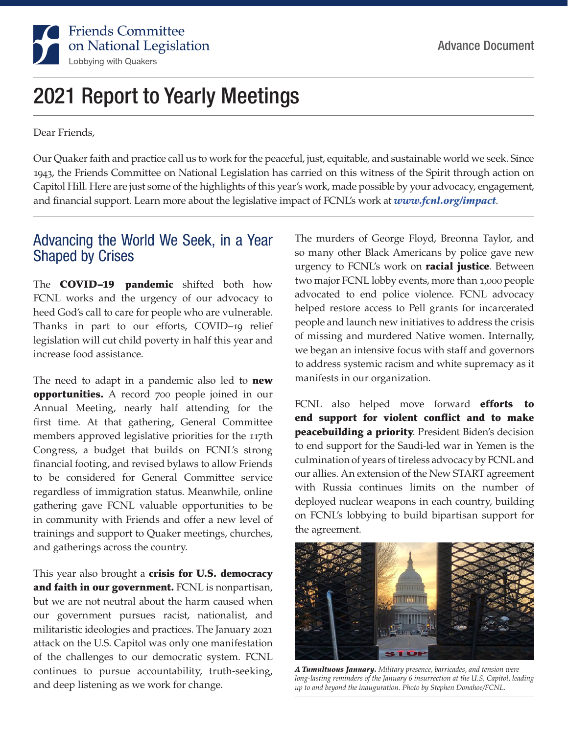Friends Committee on National Legislation
Lobbying with Quakers

Advance Document

# 2021 Report to Yearly Meetings

Dear Friends,

Our Quaker faith and practice call us to work for the peaceful, just, equitable, and sustainable world we seek. Since 1943, the Friends Committee on National Legislation has carried on this witness of the Spirit through action on Capitol Hill. Here are just some of the highlights of this year's work, made possible by your advocacy, engagement, and financial support. Learn more about the legislative impact of FCNL's work at ***www.fcnl.org/impact***.

## Advancing the World We Seek, in a Year Shaped by Crises

The **COVID–19 pandemic** shifted both how FCNL works and the urgency of our advocacy to heed God's call to care for people who are vulnerable. Thanks in part to our efforts, COVID–19 relief legislation will cut child poverty in half this year and increase food assistance.

The need to adapt in a pandemic also led to **new opportunities.** A record 700 people joined in our Annual Meeting, nearly half attending for the first time. At that gathering, General Committee members approved legislative priorities for the 117th Congress, a budget that builds on FCNL's strong financial footing, and revised bylaws to allow Friends to be considered for General Committee service regardless of immigration status. Meanwhile, online gathering gave FCNL valuable opportunities to be in community with Friends and offer a new level of trainings and support to Quaker meetings, churches, and gatherings across the country.

This year also brought a **crisis for U.S. democracy and faith in our government.** FCNL is nonpartisan, but we are not neutral about the harm caused when our government pursues racist, nationalist, and militaristic ideologies and practices. The January 2021 attack on the U.S. Capitol was only one manifestation of the challenges to our democratic system. FCNL continues to pursue accountability, truth-seeking, and deep listening as we work for change.

The murders of George Floyd, Breonna Taylor, and so many other Black Americans by police gave new urgency to FCNL's work on **racial justice**. Between two major FCNL lobby events, more than 1,000 people advocated to end police violence. FCNL advocacy helped restore access to Pell grants for incarcerated people and launch new initiatives to address the crisis of missing and murdered Native women. Internally, we began an intensive focus with staff and governors to address systemic racism and white supremacy as it manifests in our organization.

FCNL also helped move forward **efforts to end support for violent conflict and to make peacebuilding a priority**. President Biden's decision to end support for the Saudi-led war in Yemen is the culmination of years of tireless advocacy by FCNL and our allies. An extension of the New START agreement with Russia continues limits on the number of deployed nuclear weapons in each country, building on FCNL's lobbying to build bipartisan support for the agreement.

***A Tumultuous January.*** *Military presence, barricades, and tension were long-lasting reminders of the January 6 insurrection at the U.S. Capitol, leading up to and beyond the inauguration. Photo by Stephen Donahoe/FCNL.*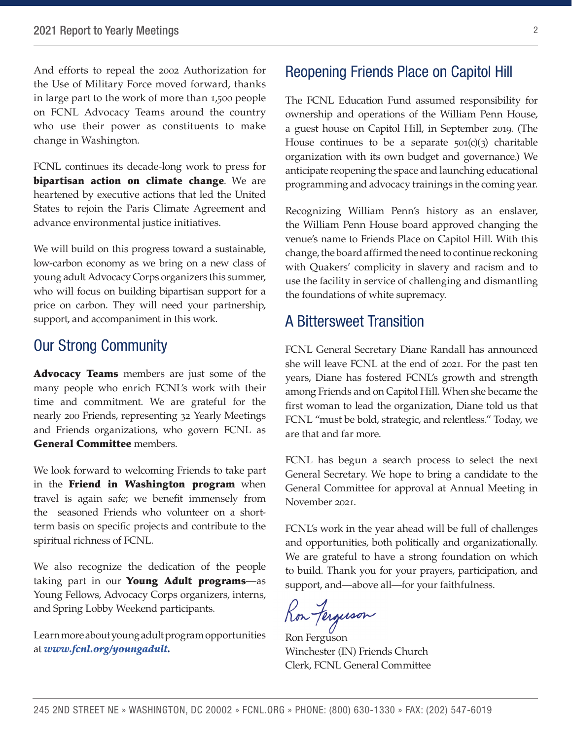And efforts to repeal the 2002 Authorization for the Use of Military Force moved forward, thanks in large part to the work of more than 1,500 people on FCNL Advocacy Teams around the country who use their power as constituents to make change in Washington.

FCNL continues its decade-long work to press for **bipartisan action on climate change**. We are heartened by executive actions that led the United States to rejoin the Paris Climate Agreement and advance environmental justice initiatives.

We will build on this progress toward a sustainable, low-carbon economy as we bring on a new class of young adult Advocacy Corps organizers this summer, who will focus on building bipartisan support for a price on carbon. They will need your partnership, support, and accompaniment in this work.

## Our Strong Community

**Advocacy Teams** members are just some of the many people who enrich FCNL's work with their time and commitment. We are grateful for the nearly 200 Friends, representing 32 Yearly Meetings and Friends organizations, who govern FCNL as **General Committee** members.

We look forward to welcoming Friends to take part in the **Friend in Washington program** when travel is again safe; we benefit immensely from the seasoned Friends who volunteer on a short-term basis on specific projects and contribute to the spiritual richness of FCNL.

We also recognize the dedication of the people taking part in our **Young Adult programs**—as Young Fellows, Advocacy Corps organizers, interns, and Spring Lobby Weekend participants.

Learn more about young adult program opportunities at ***www.fcnl.org/youngadult***.

## Reopening Friends Place on Capitol Hill

The FCNL Education Fund assumed responsibility for ownership and operations of the William Penn House, a guest house on Capitol Hill, in September 2019. (The House continues to be a separate 501(c)(3) charitable organization with its own budget and governance.) We anticipate reopening the space and launching educational programming and advocacy trainings in the coming year.

Recognizing William Penn's history as an enslaver, the William Penn House board approved changing the venue's name to Friends Place on Capitol Hill. With this change, the board affirmed the need to continue reckoning with Quakers' complicity in slavery and racism and to use the facility in service of challenging and dismantling the foundations of white supremacy.

## A Bittersweet Transition

FCNL General Secretary Diane Randall has announced she will leave FCNL at the end of 2021. For the past ten years, Diane has fostered FCNL's growth and strength among Friends and on Capitol Hill. When she became the first woman to lead the organization, Diane told us that FCNL "must be bold, strategic, and relentless." Today, we are that and far more.

FCNL has begun a search process to select the next General Secretary. We hope to bring a candidate to the General Committee for approval at Annual Meeting in November 2021.

FCNL's work in the year ahead will be full of challenges and opportunities, both politically and organizationally. We are grateful to have a strong foundation on which to build. Thank you for your prayers, participation, and support, and—above all—for your faithfulness.

Ron Ferguson
Winchester (IN) Friends Church
Clerk, FCNL General Committee

245 2ND STREET NE » WASHINGTON, DC 20002 » FCNL.ORG » PHONE: (800) 630-1330 » FAX: (202) 547-6019